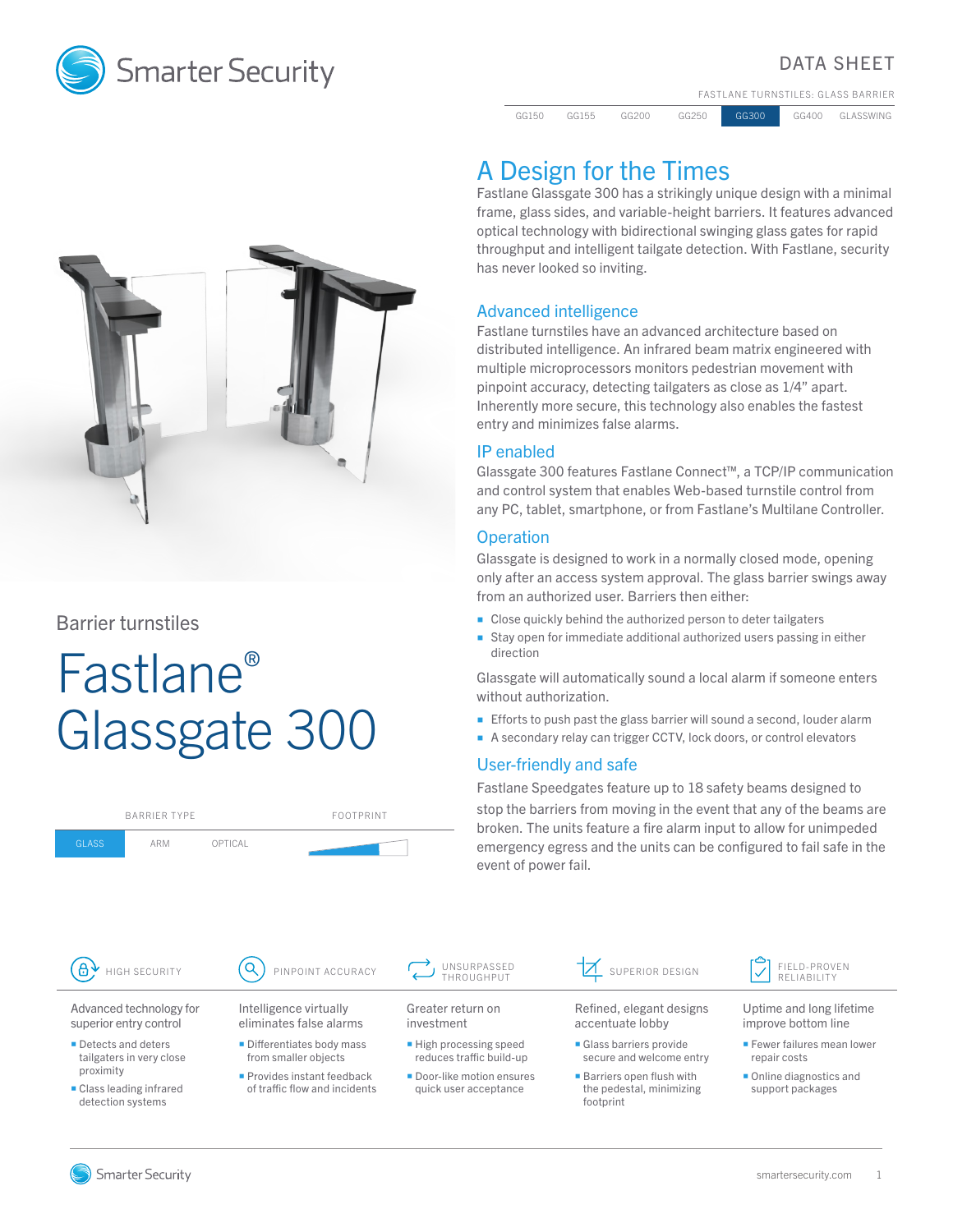DATA SHEET

FASTLANE TURNSTILES: GLASS BARRIER

| GG150 | GG155 | GG200 | GG250 | GG300 | GG400 | GLASSWING |
|---|---|---|---|---|---|---|

Barrier turnstiles

# Fastlane® Glassgate 300

| BARRIER TYPE | | | FOOTPRINT |
|---|---|---|---|
| GLASS | ARM | OPTICAL | |

## A Design for the Times

Fastlane Glassgate 300 has a strikingly unique design with a minimal frame, glass sides, and variable-height barriers. It features advanced optical technology with bidirectional swinging glass gates for rapid throughput and intelligent tailgate detection. With Fastlane, security has never looked so inviting.

### Advanced intelligence

Fastlane turnstiles have an advanced architecture based on distributed intelligence. An infrared beam matrix engineered with multiple microprocessors monitors pedestrian movement with pinpoint accuracy, detecting tailgaters as close as 1/4" apart. Inherently more secure, this technology also enables the fastest entry and minimizes false alarms.

### IP enabled

Glassgate 300 features Fastlane Connect™, a TCP/IP communication and control system that enables Web-based turnstile control from any PC, tablet, smartphone, or from Fastlane's Multilane Controller.

### Operation

Glassgate is designed to work in a normally closed mode, opening only after an access system approval. The glass barrier swings away from an authorized user. Barriers then either:

- Close quickly behind the authorized person to deter tailgaters
- Stay open for immediate additional authorized users passing in either direction

Glassgate will automatically sound a local alarm if someone enters without authorization.

- Efforts to push past the glass barrier will sound a second, louder alarm
- A secondary relay can trigger CCTV, lock doors, or control elevators

### User-friendly and safe

Fastlane Speedgates feature up to 18 safety beams designed to stop the barriers from moving in the event that any of the beams are broken. The units feature a fire alarm input to allow for unimpeded emergency egress and the units can be configured to fail safe in the event of power fail.

#### HIGH SECURITY

Advanced technology for superior entry control

- Detects and deters tailgaters in very close proximity
- Class leading infrared detection systems

#### PINPOINT ACCURACY

Intelligence virtually eliminates false alarms

- Differentiates body mass from smaller objects
- Provides instant feedback of traffic flow and incidents

#### UNSURPASSED THROUGHPUT

Greater return on investment

- High processing speed reduces traffic build-up
- Door-like motion ensures quick user acceptance

#### SUPERIOR DESIGN

Refined, elegant designs accentuate lobby

- Glass barriers provide secure and welcome entry
- Barriers open flush with the pedestal, minimizing footprint

#### FIELD-PROVEN RELIABILITY

Uptime and long lifetime improve bottom line

- Fewer failures mean lower repair costs
- Online diagnostics and support packages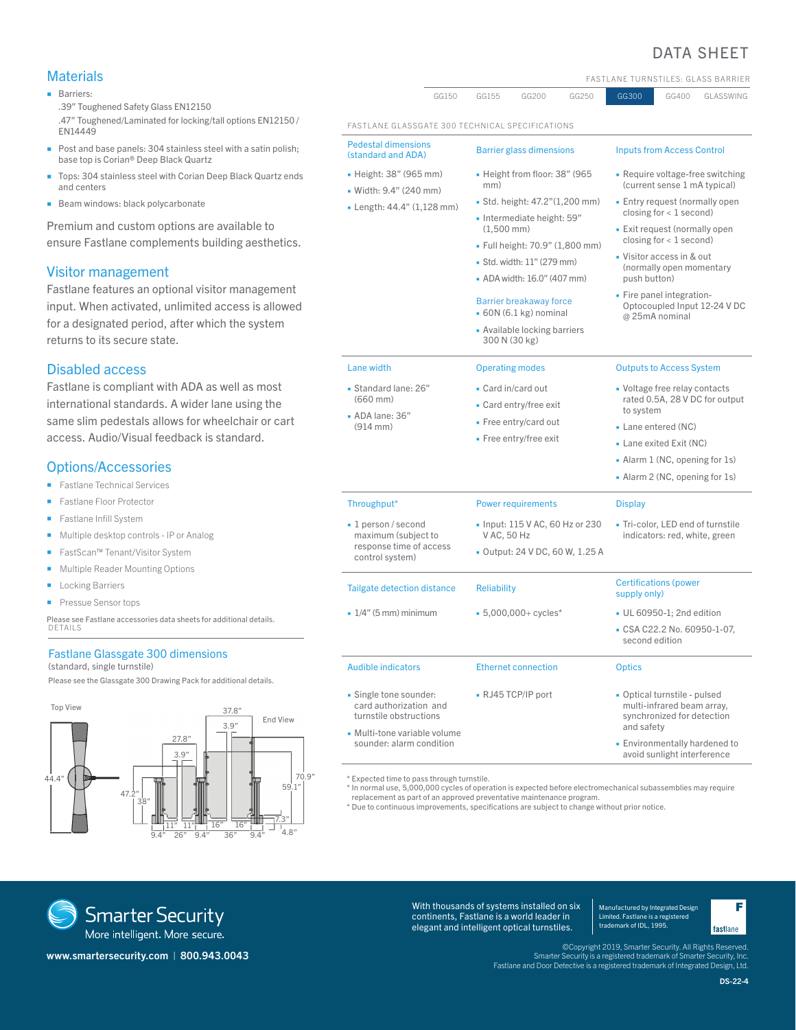# DATA SHEET

FASTLANE TURNSTILES: GLASS BARRIER

GG150 | GG155 | GG200 | GG250 | **GG300** | GG400 | GLASSWING

## Materials

- Barriers:
  .39" Toughened Safety Glass EN12150
  .47" Toughened/Laminated for locking/tall options EN12150 / EN14449
- Post and base panels: 304 stainless steel with a satin polish; base top is Corian® Deep Black Quartz
- Tops: 304 stainless steel with Corian Deep Black Quartz ends and centers
- Beam windows: black polycarbonate

Premium and custom options are available to ensure Fastlane complements building aesthetics.

## Visitor management

Fastlane features an optional visitor management input. When activated, unlimited access is allowed for a designated period, after which the system returns to its secure state.

## Disabled access

Fastlane is compliant with ADA as well as most international standards. A wider lane using the same slim pedestals allows for wheelchair or cart access. Audio/Visual feedback is standard.

## Options/Accessories

- Fastlane Technical Services
- Fastlane Floor Protector
- Fastlane Infill System
- Multiple desktop controls - IP or Analog
- FastScan™ Tenant/Visitor System
- Multiple Reader Mounting Options
- Locking Barriers
- Pressue Sensor tops

Please see Fastlane accessories data sheets for additional details.

DETAILS

## Fastlane Glassgate 300 dimensions

(standard, single turnstile)

Please see the Glassgate 300 Drawing Pack for additional details.

Top View

44.4"

47.2"

38"

27.8"

3.9"

37.8"

3.9"

End View

70.9"

59.1"

7.3"

4.8"

11" 11" 16" 16"

9.4" 26" 9.4" 36" 9.4"

## FASTLANE GLASSGATE 300 TECHNICAL SPECIFICATIONS

### Pedestal dimensions (standard and ADA)

- Height: 38" (965 mm)
- Width: 9.4" (240 mm)
- Length: 44.4" (1,128 mm)

### Barrier glass dimensions

- Height from floor: 38" (965 mm)
- Std. height: 47.2"(1,200 mm)
- Intermediate height: 59" (1,500 mm)
- Full height: 70.9" (1,800 mm)
- Std. width: 11" (279 mm)
- ADA width: 16.0" (407 mm)

### Barrier breakaway force

- 60N (6.1 kg) nominal
- Available locking barriers 300 N (30 kg)

### Inputs from Access Control

- Require voltage-free switching (current sense 1 mA typical)
- Entry request (normally open closing for < 1 second)
- Exit request (normally open closing for < 1 second)
- Visitor access in & out (normally open momentary push button)
- Fire panel integration-Optocoupled Input 12-24 V DC @ 25mA nominal

### Lane width

- Standard lane: 26" (660 mm)
- ADA lane: 36" (914 mm)

### Operating modes

- Card in/card out
- Card entry/free exit
- Free entry/card out
- Free entry/free exit

### Outputs to Access System

- Voltage free relay contacts rated 0.5A, 28 V DC for output to system
- Lane entered (NC)
- Lane exited Exit (NC)
- Alarm 1 (NC, opening for 1s)
- Alarm 2 (NC, opening for 1s)

### Throughput*

- 1 person / second maximum (subject to response time of access control system)

### Power requirements

- Input: 115 V AC, 60 Hz or 230 V AC, 50 Hz
- Output: 24 V DC, 60 W, 1.25 A

### Display

- Tri-color, LED end of turnstile indicators: red, white, green

### Tailgate detection distance

- 1/4" (5 mm) minimum

### Reliability

- 5,000,000+ cycles*

### Certifications (power supply only)

- UL 60950-1; 2nd edition
- CSA C22.2 No. 60950-1-07, second edition

### Audible indicators

- Single tone sounder: card authorization and turnstile obstructions
- Multi-tone variable volume sounder: alarm condition

### Ethernet connection

- RJ45 TCP/IP port

### Optics

- Optical turnstile - pulsed multi-infrared beam array, synchronized for detection and safety
- Environmentally hardened to avoid sunlight interference

\* Expected time to pass through turnstile.
\* In normal use, 5,000,000 cycles of operation is expected before electromechanical subassemblies may require replacement as part of an approved preventative maintenance program.
\* Due to continuous improvements, specifications are subject to change without prior notice.

Smarter Security
More intelligent. More secure.

**www.smartersecurity.com | 800.943.0043**

With thousands of systems installed on six continents, Fastlane is a world leader in elegant and intelligent optical turnstiles.

Manufactured by Integrated Design Limited. Fastlane is a registered trademark of IDL, 1995.

fastlane

©Copyright 2019, Smarter Security. All Rights Reserved.
Smarter Security is a registered trademark of Smarter Security, Inc.
Fastlane and Door Detective is a registered trademark of Integrated Design, Ltd.

DS-22-4